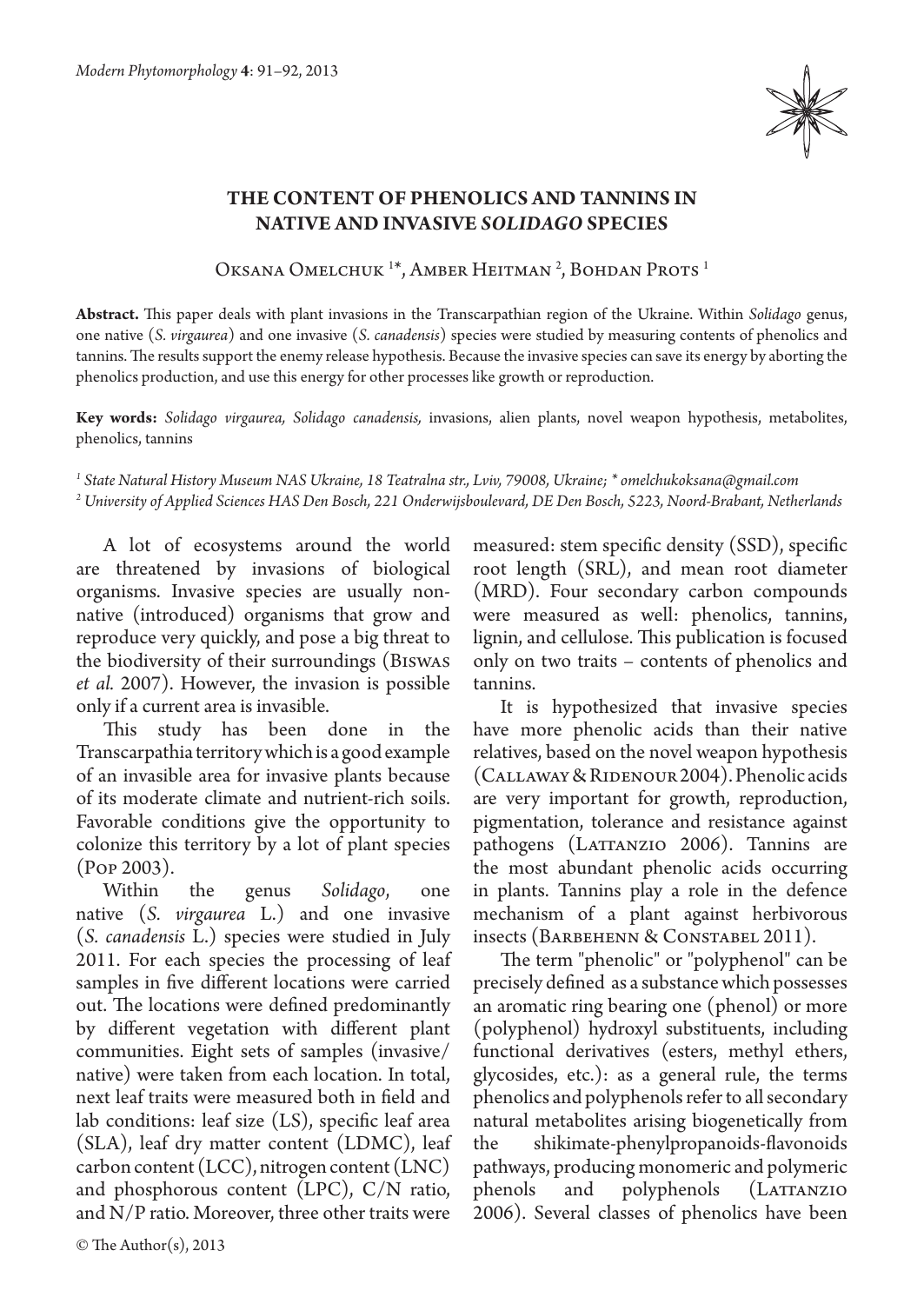# THE CONTENT OF PHENOLICS AND TANNINS IN NATIVE AND INVASIVE *SOLIDAGO* SPECIES

Oksana Omelchuk [1]*, Amber Heitman [2], Bohdan Prots [1]

**Abstract.** This paper deals with plant invasions in the Transcarpathian region of the Ukraine. Within *Solidago* genus, one native (*S. virgaurea*) and one invasive (*S. canadensis*) species were studied by measuring contents of phenolics and tannins. The results support the enemy release hypothesis. Because the invasive species can save its energy by aborting the phenolics production, and use this energy for other processes like growth or reproduction.

**Key words:** *Solidago virgaurea, Solidago canadensis,* invasions, alien plants, novel weapon hypothesis, metabolites, phenolics, tannins

*[1] State Natural History Museum NAS Ukraine, 18 Teatralna str., Lviv, 79008, Ukraine; * omelchukoksana@gmail.com*
*[2] University of Applied Sciences HAS Den Bosch, 221 Onderwijsboulevard, DE Den Bosch, 5223, Noord-Brabant, Netherlands*

A lot of ecosystems around the world are threatened by invasions of biological organisms. Invasive species are usually non-native (introduced) organisms that grow and reproduce very quickly, and pose a big threat to the biodiversity of their surroundings (Biswas *et al.* 2007). However, the invasion is possible only if a current area is invasible.

This study has been done in the Transcarpathia territory which is a good example of an invasible area for invasive plants because of its moderate climate and nutrient-rich soils. Favorable conditions give the opportunity to colonize this territory by a lot of plant species (Pop 2003).

Within the genus *Solidago*, one native (*S. virgaurea* L.) and one invasive (*S. canadensis* L.) species were studied in July 2011. For each species the processing of leaf samples in five different locations were carried out. The locations were defined predominantly by different vegetation with different plant communities. Eight sets of samples (invasive/native) were taken from each location. In total, next leaf traits were measured both in field and lab conditions: leaf size (LS), specific leaf area (SLA), leaf dry matter content (LDMC), leaf carbon content (LCC), nitrogen content (LNC) and phosphorous content (LPC), C/N ratio, and N/P ratio. Moreover, three other traits were measured: stem specific density (SSD), specific root length (SRL), and mean root diameter (MRD). Four secondary carbon compounds were measured as well: phenolics, tannins, lignin, and cellulose. This publication is focused only on two traits – contents of phenolics and tannins.

It is hypothesized that invasive species have more phenolic acids than their native relatives, based on the novel weapon hypothesis (Callaway & Ridenour 2004). Phenolic acids are very important for growth, reproduction, pigmentation, tolerance and resistance against pathogens (Lattanzio 2006). Tannins are the most abundant phenolic acids occurring in plants. Tannins play a role in the defence mechanism of a plant against herbivorous insects (Barbehenn & Constabel 2011).

The term "phenolic" or "polyphenol" can be precisely defined as a substance which possesses an aromatic ring bearing one (phenol) or more (polyphenol) hydroxyl substituents, including functional derivatives (esters, methyl ethers, glycosides, etc.): as a general rule, the terms phenolics and polyphenols refer to all secondary natural metabolites arising biogenetically from the shikimate-phenylpropanoids-flavonoids pathways, producing monomeric and polymeric phenols and polyphenols (Lattanzio 2006). Several classes of phenolics have been

© The Author(s), 2013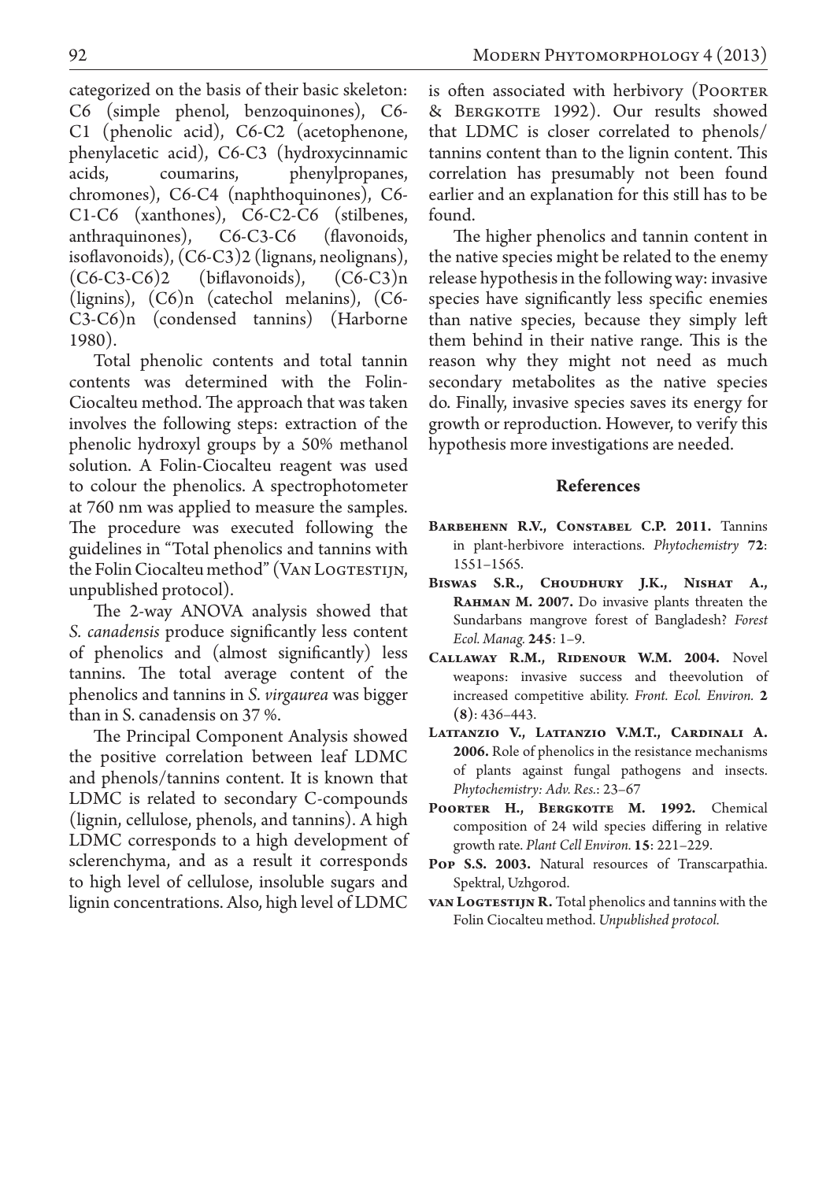categorized on the basis of their basic skeleton: C6 (simple phenol, benzoquinones), C6-C1 (phenolic acid), C6-C2 (acetophenone, phenylacetic acid), C6-C3 (hydroxycinnamic acids, coumarins, phenylpropanes, chromones), C6-C4 (naphthoquinones), C6-C1-C6 (xanthones), C6-C2-C6 (stilbenes, anthraquinones), C6-C3-C6 (flavonoids, isoflavonoids), (C6-C3)2 (lignans, neolignans), (C6-C3-C6)2 (biflavonoids), (C6-C3)n (lignins), (C6)n (catechol melanins), (C6-C3-C6)n (condensed tannins) (Harborne 1980).

Total phenolic contents and total tannin contents was determined with the Folin-Ciocalteu method. The approach that was taken involves the following steps: extraction of the phenolic hydroxyl groups by a 50% methanol solution. A Folin-Ciocalteu reagent was used to colour the phenolics. A spectrophotometer at 760 nm was applied to measure the samples. The procedure was executed following the guidelines in "Total phenolics and tannins with the Folin Ciocalteu method" (Van Logtestijn, unpublished protocol).

The 2-way ANOVA analysis showed that *S. canadensis* produce significantly less content of phenolics and (almost significantly) less tannins. The total average content of the phenolics and tannins in *S. virgaurea* was bigger than in S. canadensis on 37 %.

The Principal Component Analysis showed the positive correlation between leaf LDMC and phenols/tannins content. It is known that LDMC is related to secondary C-compounds (lignin, cellulose, phenols, and tannins). A high LDMC corresponds to a high development of sclerenchyma, and as a result it corresponds to high level of cellulose, insoluble sugars and lignin concentrations. Also, high level of LDMC is often associated with herbivory (Poorter & Bergkotte 1992). Our results showed that LDMC is closer correlated to phenols/tannins content than to the lignin content. This correlation has presumably not been found earlier and an explanation for this still has to be found.

The higher phenolics and tannin content in the native species might be related to the enemy release hypothesis in the following way: invasive species have significantly less specific enemies than native species, because they simply left them behind in their native range. This is the reason why they might not need as much secondary metabolites as the native species do. Finally, invasive species saves its energy for growth or reproduction. However, to verify this hypothesis more investigations are needed.

## References

**Barbehenn R.V., Constabel C.P. 2011.** Tannins in plant-herbivore interactions. *Phytochemistry* **72**: 1551–1565.

**Biswas S.R., Choudhury J.K., Nishat A., Rahman M. 2007.** Do invasive plants threaten the Sundarbans mangrove forest of Bangladesh? *Forest Ecol. Manag.* **245**: 1–9.

**Callaway R.M., Ridenour W.M. 2004.** Novel weapons: invasive success and theevolution of increased competitive ability. *Front. Ecol. Environ.* **2 (8)**: 436–443.

**Lattanzio V., Lattanzio V.M.T., Cardinali A. 2006.** Role of phenolics in the resistance mechanisms of plants against fungal pathogens and insects. *Phytochemistry: Adv. Res.*: 23–67

**Poorter H., Bergkotte M. 1992.** Chemical composition of 24 wild species differing in relative growth rate. *Plant Cell Environ.* **15**: 221–229.

**Pop S.S. 2003.** Natural resources of Transcarpathia. Spektral, Uzhgorod.

**van Logtestijn R.** Total phenolics and tannins with the Folin Ciocalteu method. *Unpublished protocol.*